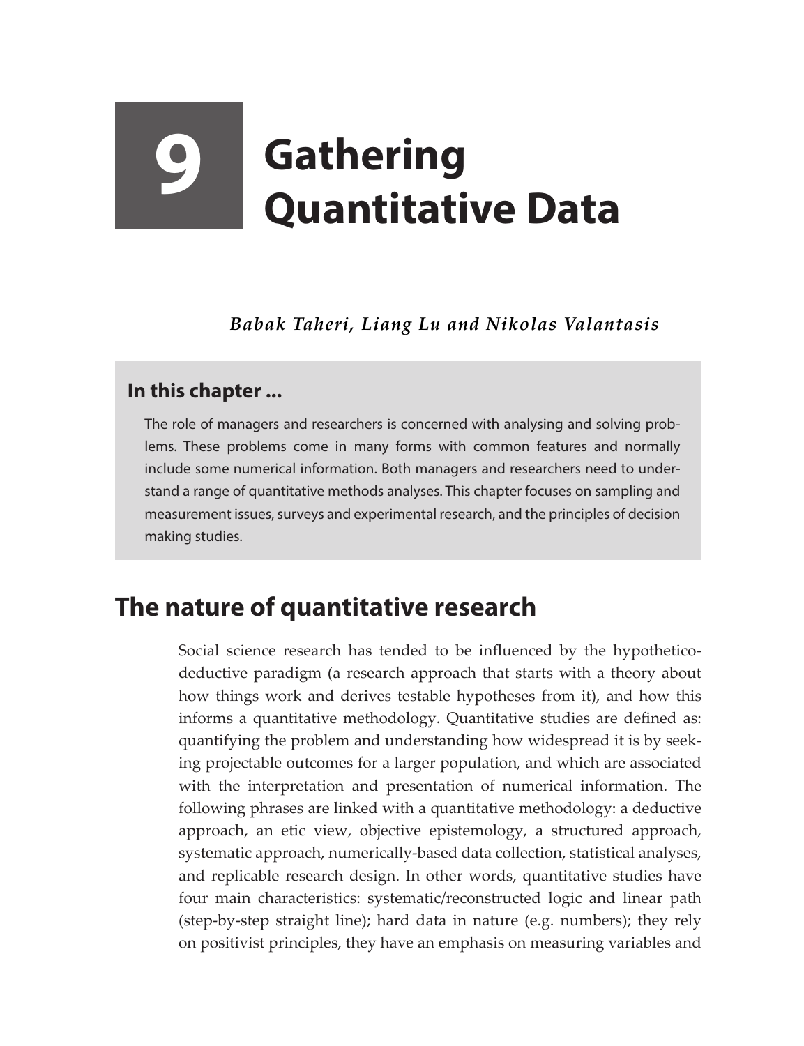# 9 Gathering Quantitative Data

***Babak Taheri, Liang Lu and Nikolas Valantasis***

> **In this chapter ...**
>
> The role of managers and researchers is concerned with analysing and solving problems. These problems come in many forms with common features and normally include some numerical information. Both managers and researchers need to understand a range of quantitative methods analyses. This chapter focuses on sampling and measurement issues, surveys and experimental research, and the principles of decision making studies.

## The nature of quantitative research

Social science research has tended to be influenced by the hypothetico-deductive paradigm (a research approach that starts with a theory about how things work and derives testable hypotheses from it), and how this informs a quantitative methodology. Quantitative studies are defined as: quantifying the problem and understanding how widespread it is by seeking projectable outcomes for a larger population, and which are associated with the interpretation and presentation of numerical information. The following phrases are linked with a quantitative methodology: a deductive approach, an etic view, objective epistemology, a structured approach, systematic approach, numerically-based data collection, statistical analyses, and replicable research design. In other words, quantitative studies have four main characteristics: systematic/reconstructed logic and linear path (step-by-step straight line); hard data in nature (e.g. numbers); they rely on positivist principles, they have an emphasis on measuring variables and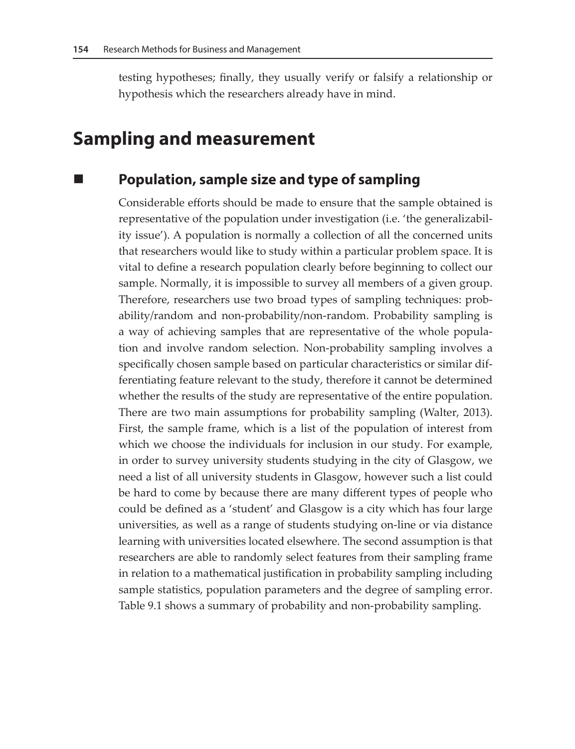testing hypotheses; finally, they usually verify or falsify a relationship or hypothesis which the researchers already have in mind.

## Sampling and measurement

### Population, sample size and type of sampling

Considerable efforts should be made to ensure that the sample obtained is representative of the population under investigation (i.e. 'the generalizability issue'). A population is normally a collection of all the concerned units that researchers would like to study within a particular problem space. It is vital to define a research population clearly before beginning to collect our sample. Normally, it is impossible to survey all members of a given group. Therefore, researchers use two broad types of sampling techniques: probability/random and non-probability/non-random. Probability sampling is a way of achieving samples that are representative of the whole population and involve random selection. Non-probability sampling involves a specifically chosen sample based on particular characteristics or similar differentiating feature relevant to the study, therefore it cannot be determined whether the results of the study are representative of the entire population. There are two main assumptions for probability sampling (Walter, 2013). First, the sample frame, which is a list of the population of interest from which we choose the individuals for inclusion in our study. For example, in order to survey university students studying in the city of Glasgow, we need a list of all university students in Glasgow, however such a list could be hard to come by because there are many different types of people who could be defined as a 'student' and Glasgow is a city which has four large universities, as well as a range of students studying on-line or via distance learning with universities located elsewhere. The second assumption is that researchers are able to randomly select features from their sampling frame in relation to a mathematical justification in probability sampling including sample statistics, population parameters and the degree of sampling error. Table 9.1 shows a summary of probability and non-probability sampling.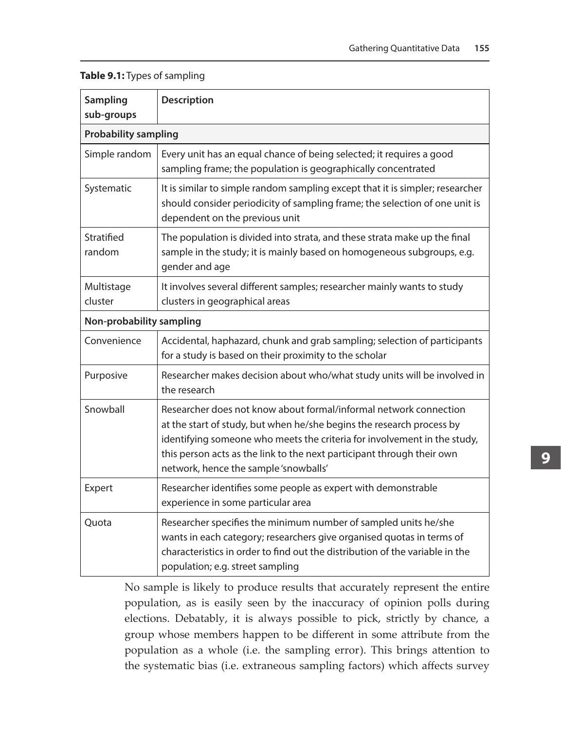**Table 9.1:** Types of sampling

| Sampling sub-groups | Description |
|---|---|
| **Probability sampling** | |
| Simple random | Every unit has an equal chance of being selected; it requires a good sampling frame; the population is geographically concentrated |
| Systematic | It is similar to simple random sampling except that it is simpler; researcher should consider periodicity of sampling frame; the selection of one unit is dependent on the previous unit |
| Stratified random | The population is divided into strata, and these strata make up the final sample in the study; it is mainly based on homogeneous subgroups, e.g. gender and age |
| Multistage cluster | It involves several different samples; researcher mainly wants to study clusters in geographical areas |
| **Non-probability sampling** | |
| Convenience | Accidental, haphazard, chunk and grab sampling; selection of participants for a study is based on their proximity to the scholar |
| Purposive | Researcher makes decision about who/what study units will be involved in the research |
| Snowball | Researcher does not know about formal/informal network connection at the start of study, but when he/she begins the research process by identifying someone who meets the criteria for involvement in the study, this person acts as the link to the next participant through their own network, hence the sample 'snowballs' |
| Expert | Researcher identifies some people as expert with demonstrable experience in some particular area |
| Quota | Researcher specifies the minimum number of sampled units he/she wants in each category; researchers give organised quotas in terms of characteristics in order to find out the distribution of the variable in the population; e.g. street sampling |

No sample is likely to produce results that accurately represent the entire population, as is easily seen by the inaccuracy of opinion polls during elections. Debatably, it is always possible to pick, strictly by chance, a group whose members happen to be different in some attribute from the population as a whole (i.e. the sampling error). This brings attention to the systematic bias (i.e. extraneous sampling factors) which affects survey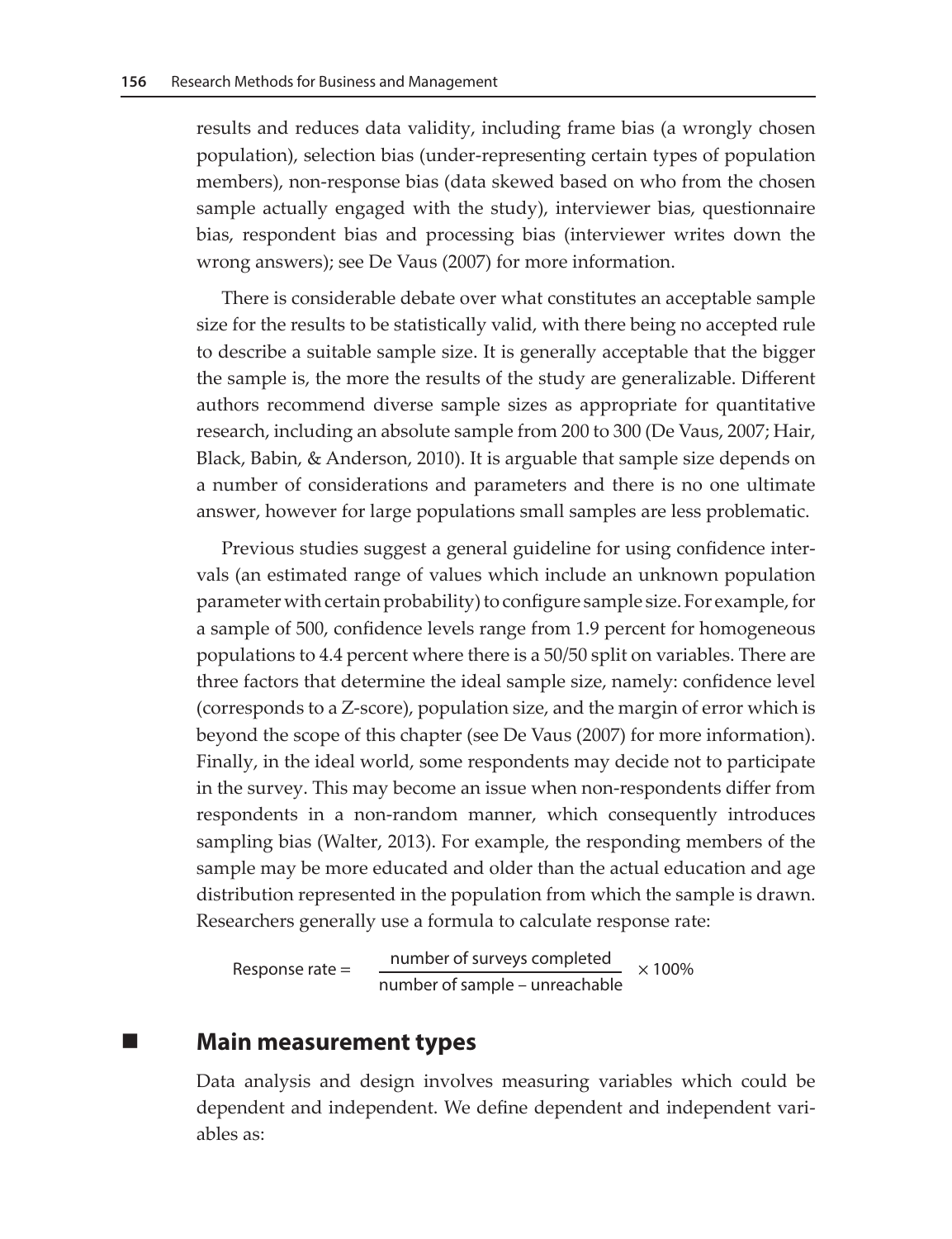results and reduces data validity, including frame bias (a wrongly chosen population), selection bias (under-representing certain types of population members), non-response bias (data skewed based on who from the chosen sample actually engaged with the study), interviewer bias, questionnaire bias, respondent bias and processing bias (interviewer writes down the wrong answers); see De Vaus (2007) for more information.

There is considerable debate over what constitutes an acceptable sample size for the results to be statistically valid, with there being no accepted rule to describe a suitable sample size. It is generally acceptable that the bigger the sample is, the more the results of the study are generalizable. Different authors recommend diverse sample sizes as appropriate for quantitative research, including an absolute sample from 200 to 300 (De Vaus, 2007; Hair, Black, Babin, & Anderson, 2010). It is arguable that sample size depends on a number of considerations and parameters and there is no one ultimate answer, however for large populations small samples are less problematic.

Previous studies suggest a general guideline for using confidence intervals (an estimated range of values which include an unknown population parameter with certain probability) to configure sample size. For example, for a sample of 500, confidence levels range from 1.9 percent for homogeneous populations to 4.4 percent where there is a 50/50 split on variables. There are three factors that determine the ideal sample size, namely: confidence level (corresponds to a Z-score), population size, and the margin of error which is beyond the scope of this chapter (see De Vaus (2007) for more information). Finally, in the ideal world, some respondents may decide not to participate in the survey. This may become an issue when non-respondents differ from respondents in a non-random manner, which consequently introduces sampling bias (Walter, 2013). For example, the responding members of the sample may be more educated and older than the actual education and age distribution represented in the population from which the sample is drawn. Researchers generally use a formula to calculate response rate:

$$\text{Response rate} = \frac{\text{number of surveys completed}}{\text{number of sample} - \text{unreachable}} \times 100\%$$

## Main measurement types

Data analysis and design involves measuring variables which could be dependent and independent. We define dependent and independent variables as: